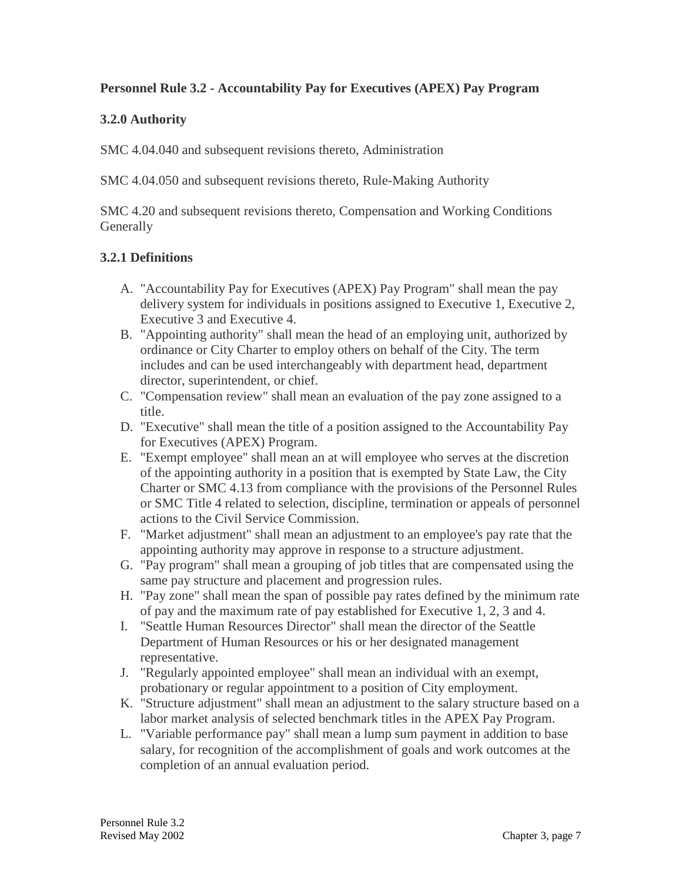**Personnel Rule 3.2 - Accountability Pay for Executives (APEX) Pay Program**

**3.2.0 Authority**

SMC 4.04.040 and subsequent revisions thereto, Administration

SMC 4.04.050 and subsequent revisions thereto, Rule-Making Authority

SMC 4.20 and subsequent revisions thereto, Compensation and Working Conditions Generally

**3.2.1 Definitions**

A. "Accountability Pay for Executives (APEX) Pay Program" shall mean the pay delivery system for individuals in positions assigned to Executive 1, Executive 2, Executive 3 and Executive 4.
B. "Appointing authority" shall mean the head of an employing unit, authorized by ordinance or City Charter to employ others on behalf of the City. The term includes and can be used interchangeably with department head, department director, superintendent, or chief.
C. "Compensation review" shall mean an evaluation of the pay zone assigned to a title.
D. "Executive" shall mean the title of a position assigned to the Accountability Pay for Executives (APEX) Program.
E. "Exempt employee" shall mean an at will employee who serves at the discretion of the appointing authority in a position that is exempted by State Law, the City Charter or SMC 4.13 from compliance with the provisions of the Personnel Rules or SMC Title 4 related to selection, discipline, termination or appeals of personnel actions to the Civil Service Commission.
F. "Market adjustment" shall mean an adjustment to an employee's pay rate that the appointing authority may approve in response to a structure adjustment.
G. "Pay program" shall mean a grouping of job titles that are compensated using the same pay structure and placement and progression rules.
H. "Pay zone" shall mean the span of possible pay rates defined by the minimum rate of pay and the maximum rate of pay established for Executive 1, 2, 3 and 4.
I. "Seattle Human Resources Director" shall mean the director of the Seattle Department of Human Resources or his or her designated management representative.
J. "Regularly appointed employee" shall mean an individual with an exempt, probationary or regular appointment to a position of City employment.
K. "Structure adjustment" shall mean an adjustment to the salary structure based on a labor market analysis of selected benchmark titles in the APEX Pay Program.
L. "Variable performance pay" shall mean a lump sum payment in addition to base salary, for recognition of the accomplishment of goals and work outcomes at the completion of an annual evaluation period.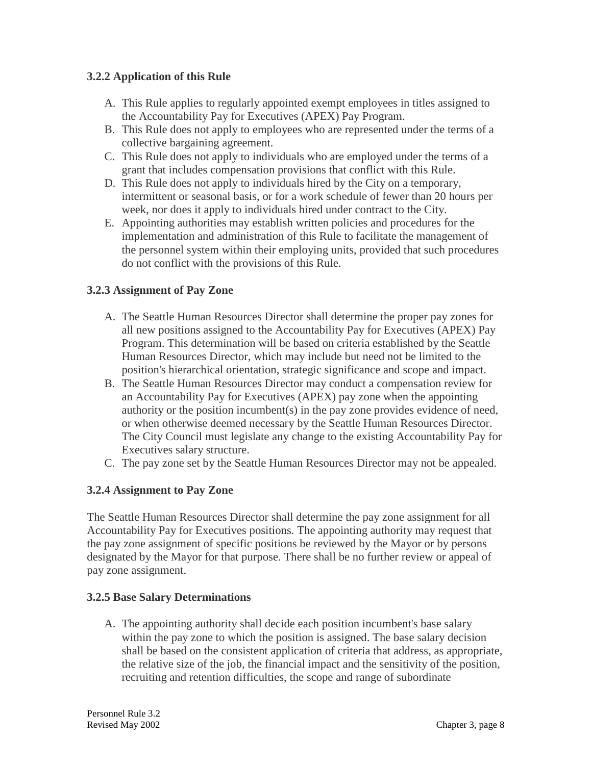### 3.2.2 Application of this Rule

A. This Rule applies to regularly appointed exempt employees in titles assigned to the Accountability Pay for Executives (APEX) Pay Program.
B. This Rule does not apply to employees who are represented under the terms of a collective bargaining agreement.
C. This Rule does not apply to individuals who are employed under the terms of a grant that includes compensation provisions that conflict with this Rule.
D. This Rule does not apply to individuals hired by the City on a temporary, intermittent or seasonal basis, or for a work schedule of fewer than 20 hours per week, nor does it apply to individuals hired under contract to the City.
E. Appointing authorities may establish written policies and procedures for the implementation and administration of this Rule to facilitate the management of the personnel system within their employing units, provided that such procedures do not conflict with the provisions of this Rule.

### 3.2.3 Assignment of Pay Zone

A. The Seattle Human Resources Director shall determine the proper pay zones for all new positions assigned to the Accountability Pay for Executives (APEX) Pay Program. This determination will be based on criteria established by the Seattle Human Resources Director, which may include but need not be limited to the position's hierarchical orientation, strategic significance and scope and impact.
B. The Seattle Human Resources Director may conduct a compensation review for an Accountability Pay for Executives (APEX) pay zone when the appointing authority or the position incumbent(s) in the pay zone provides evidence of need, or when otherwise deemed necessary by the Seattle Human Resources Director. The City Council must legislate any change to the existing Accountability Pay for Executives salary structure.
C. The pay zone set by the Seattle Human Resources Director may not be appealed.

### 3.2.4 Assignment to Pay Zone

The Seattle Human Resources Director shall determine the pay zone assignment for all Accountability Pay for Executives positions. The appointing authority may request that the pay zone assignment of specific positions be reviewed by the Mayor or by persons designated by the Mayor for that purpose. There shall be no further review or appeal of pay zone assignment.

### 3.2.5 Base Salary Determinations

A. The appointing authority shall decide each position incumbent's base salary within the pay zone to which the position is assigned. The base salary decision shall be based on the consistent application of criteria that address, as appropriate, the relative size of the job, the financial impact and the sensitivity of the position, recruiting and retention difficulties, the scope and range of subordinate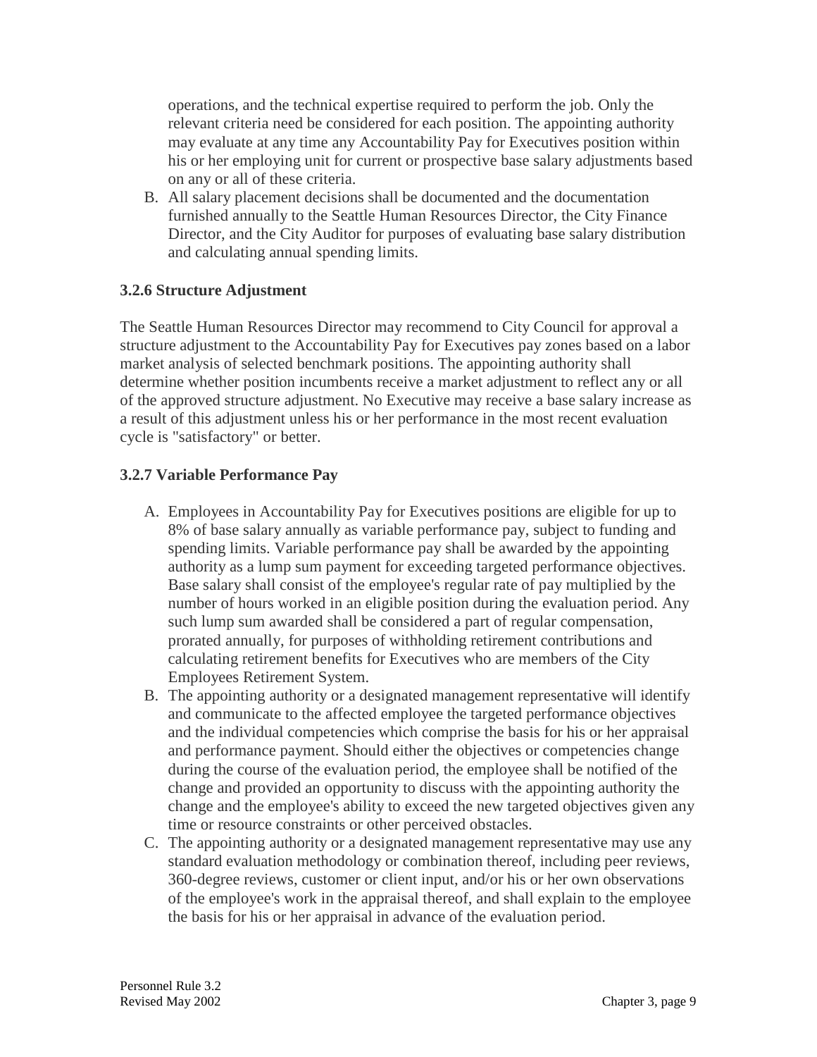operations, and the technical expertise required to perform the job. Only the relevant criteria need be considered for each position. The appointing authority may evaluate at any time any Accountability Pay for Executives position within his or her employing unit for current or prospective base salary adjustments based on any or all of these criteria.

B. All salary placement decisions shall be documented and the documentation furnished annually to the Seattle Human Resources Director, the City Finance Director, and the City Auditor for purposes of evaluating base salary distribution and calculating annual spending limits.

### 3.2.6 Structure Adjustment

The Seattle Human Resources Director may recommend to City Council for approval a structure adjustment to the Accountability Pay for Executives pay zones based on a labor market analysis of selected benchmark positions. The appointing authority shall determine whether position incumbents receive a market adjustment to reflect any or all of the approved structure adjustment. No Executive may receive a base salary increase as a result of this adjustment unless his or her performance in the most recent evaluation cycle is "satisfactory" or better.

### 3.2.7 Variable Performance Pay

A. Employees in Accountability Pay for Executives positions are eligible for up to 8% of base salary annually as variable performance pay, subject to funding and spending limits. Variable performance pay shall be awarded by the appointing authority as a lump sum payment for exceeding targeted performance objectives. Base salary shall consist of the employee's regular rate of pay multiplied by the number of hours worked in an eligible position during the evaluation period. Any such lump sum awarded shall be considered a part of regular compensation, prorated annually, for purposes of withholding retirement contributions and calculating retirement benefits for Executives who are members of the City Employees Retirement System.

B. The appointing authority or a designated management representative will identify and communicate to the affected employee the targeted performance objectives and the individual competencies which comprise the basis for his or her appraisal and performance payment. Should either the objectives or competencies change during the course of the evaluation period, the employee shall be notified of the change and provided an opportunity to discuss with the appointing authority the change and the employee's ability to exceed the new targeted objectives given any time or resource constraints or other perceived obstacles.

C. The appointing authority or a designated management representative may use any standard evaluation methodology or combination thereof, including peer reviews, 360-degree reviews, customer or client input, and/or his or her own observations of the employee's work in the appraisal thereof, and shall explain to the employee the basis for his or her appraisal in advance of the evaluation period.